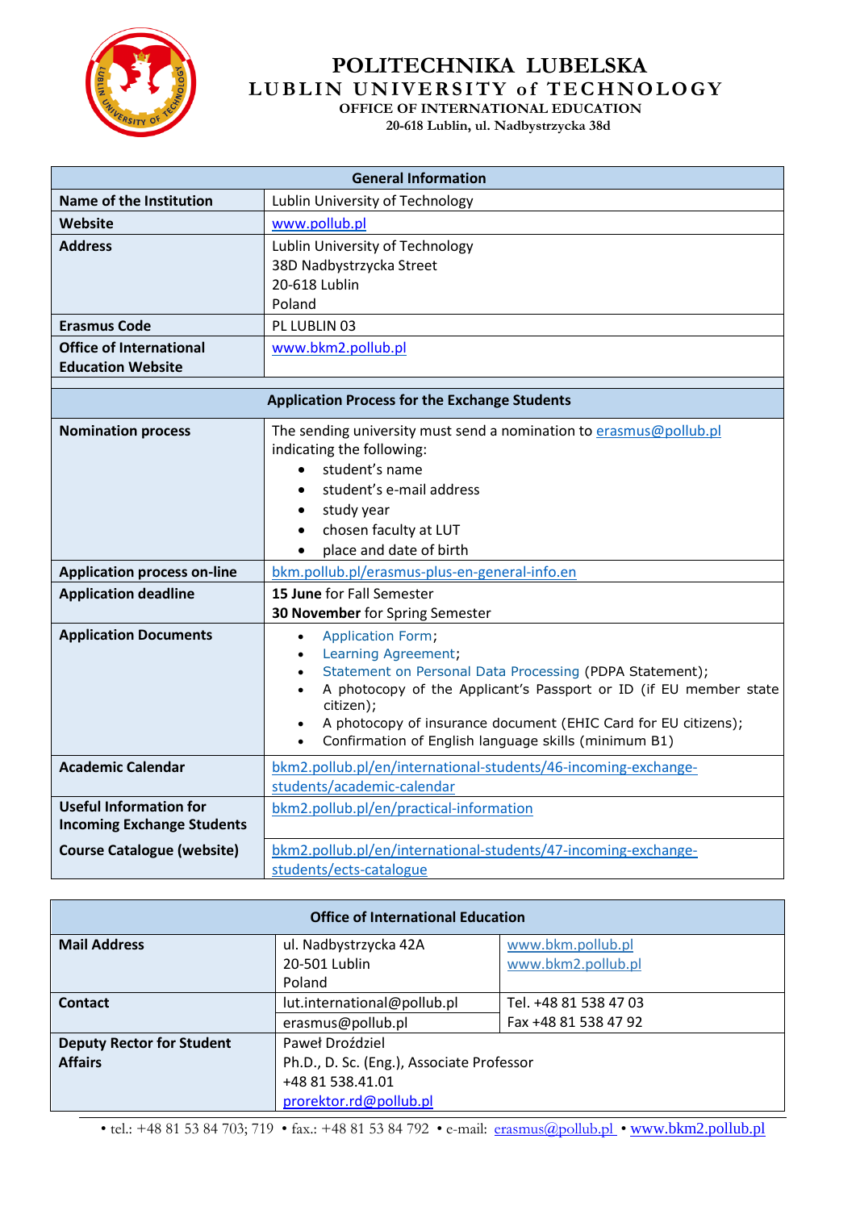# POLITECHNIKA LUBELSKA
## LUBLIN UNIVERSITY of TECHNOLOGY
### OFFICE OF INTERNATIONAL EDUCATION
20-618 Lublin, ul. Nadbystrzycka 38d

| General Information | |
|---|---|
| **Name of the Institution** | Lublin University of Technology |
| **Website** | www.pollub.pl |
| **Address** | Lublin University of Technology<br>38D Nadbystrzycka Street<br>20-618 Lublin<br>Poland |
| **Erasmus Code** | PL LUBLIN 03 |
| **Office of International Education Website** | www.bkm2.pollub.pl |

| Application Process for the Exchange Students | |
|---|---|
| **Nomination process** | The sending university must send a nomination to erasmus@pollub.pl indicating the following:<br>• student's name<br>• student's e-mail address<br>• study year<br>• chosen faculty at LUT<br>• place and date of birth |
| **Application process on-line** | bkm.pollub.pl/erasmus-plus-en-general-info.en |
| **Application deadline** | **15 June** for Fall Semester<br>**30 November** for Spring Semester |
| **Application Documents** | • Application Form;<br>• Learning Agreement;<br>• Statement on Personal Data Processing (PDPA Statement);<br>• A photocopy of the Applicant's Passport or ID (if EU member state citizen);<br>• A photocopy of insurance document (EHIC Card for EU citizens);<br>• Confirmation of English language skills (minimum B1) |
| **Academic Calendar** | bkm2.pollub.pl/en/international-students/46-incoming-exchange-students/academic-calendar |
| **Useful Information for Incoming Exchange Students** | bkm2.pollub.pl/en/practical-information |
| **Course Catalogue (website)** | bkm2.pollub.pl/en/international-students/47-incoming-exchange-students/ects-catalogue |

| Office of International Education | | |
|---|---|---|
| **Mail Address** | ul. Nadbystrzycka 42A<br>20-501 Lublin<br>Poland | www.bkm.pollub.pl<br>www.bkm2.pollub.pl |
| **Contact** | lut.international@pollub.pl<br>erasmus@pollub.pl | Tel. +48 81 538 47 03<br>Fax +48 81 538 47 92 |
| **Deputy Rector for Student Affairs** | Paweł Droździel<br>Ph.D., D. Sc. (Eng.), Associate Professor<br>+48 81 538.41.01<br>prorektor.rd@pollub.pl | |

• tel.: +48 81 53 84 703; 719 • fax.: +48 81 53 84 792 • e-mail: erasmus@pollub.pl • www.bkm2.pollub.pl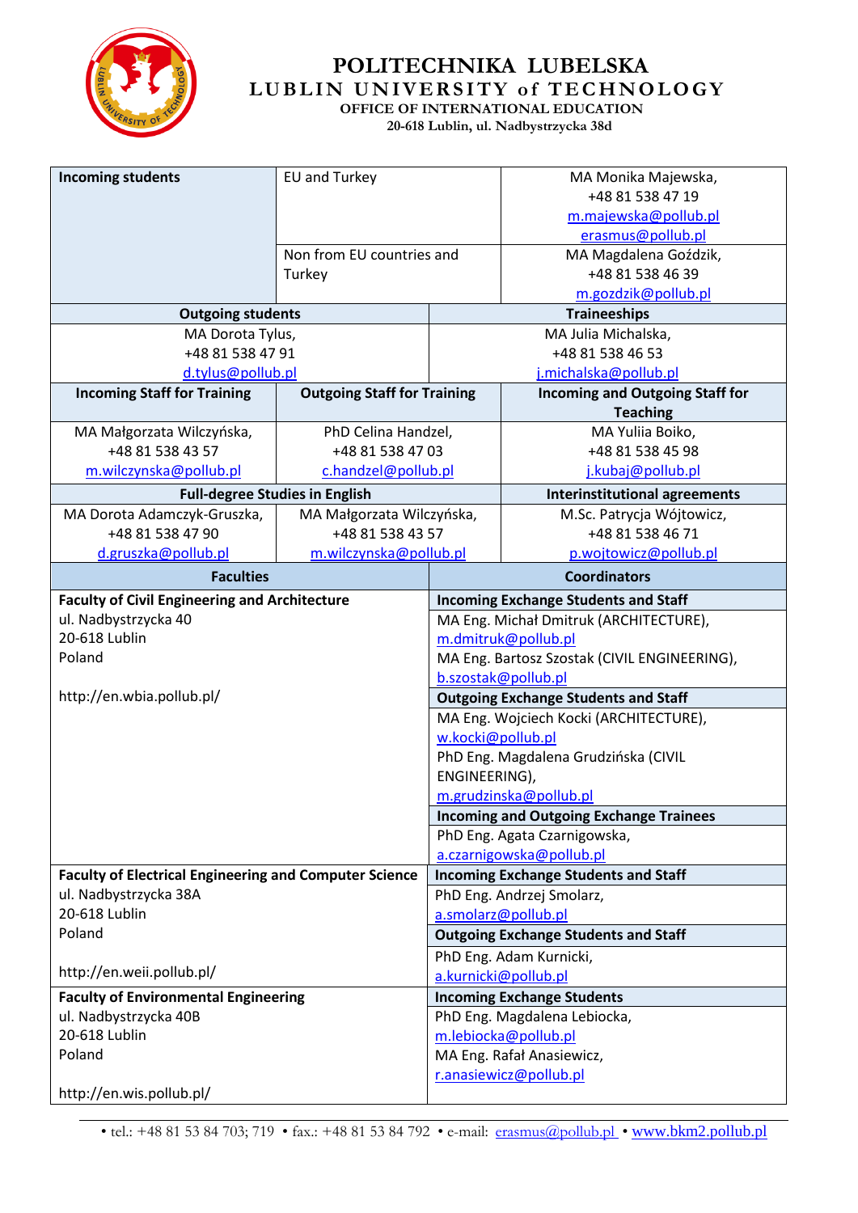# POLITECHNIKA LUBELSKA
## LUBLIN UNIVERSITY of TECHNOLOGY
### OFFICE OF INTERNATIONAL EDUCATION
20-618 Lublin, ul. Nadbystrzycka 38d

| **Incoming students** | EU and Turkey | MA Monika Majewska, +48 81 538 47 19 m.majewska@pollub.pl erasmus@pollub.pl |
|---|---|---|
| | Non from EU countries and Turkey | MA Magdalena Goździk, +48 81 538 46 39 m.gozdzik@pollub.pl |

| **Outgoing students** | **Traineeships** |
|---|---|
| MA Dorota Tylus, +48 81 538 47 91 d.tylus@pollub.pl | MA Julia Michalska, +48 81 538 46 53 j.michalska@pollub.pl |

| **Incoming Staff for Training** | **Outgoing Staff for Training** | **Incoming and Outgoing Staff for Teaching** |
|---|---|---|
| MA Małgorzata Wilczyńska, +48 81 538 43 57 m.wilczynska@pollub.pl | PhD Celina Handzel, +48 81 538 47 03 c.handzel@pollub.pl | MA Yuliia Boiko, +48 81 538 45 98 j.kubaj@pollub.pl |
| **Full-degree Studies in English** | | **Interinstitutional agreements** |
| MA Dorota Adamczyk-Gruszka, +48 81 538 47 90 d.gruszka@pollub.pl | MA Małgorzata Wilczyńska, +48 81 538 43 57 m.wilczynska@pollub.pl | M.Sc. Patrycja Wójtowicz, +48 81 538 46 71 p.wojtowicz@pollub.pl |

| **Faculties** | **Coordinators** |
|---|---|
| **Faculty of Civil Engineering and Architecture**<br>ul. Nadbystrzycka 40<br>20-618 Lublin<br>Poland<br><br>http://en.wbia.pollub.pl/ | **Incoming Exchange Students and Staff**<br>MA Eng. Michał Dmitruk (ARCHITECTURE), m.dmitruk@pollub.pl<br>MA Eng. Bartosz Szostak (CIVIL ENGINEERING), b.szostak@pollub.pl<br>**Outgoing Exchange Students and Staff**<br>MA Eng. Wojciech Kocki (ARCHITECTURE), w.kocki@pollub.pl<br>PhD Eng. Magdalena Grudzińska (CIVIL ENGINEERING), m.grudzinska@pollub.pl<br>**Incoming and Outgoing Exchange Trainees**<br>PhD Eng. Agata Czarnigowska, a.czarnigowska@pollub.pl |
| **Faculty of Electrical Engineering and Computer Science**<br>ul. Nadbystrzycka 38A<br>20-618 Lublin<br>Poland<br><br>http://en.weii.pollub.pl/ | **Incoming Exchange Students and Staff**<br>PhD Eng. Andrzej Smolarz, a.smolarz@pollub.pl<br>**Outgoing Exchange Students and Staff**<br>PhD Eng. Adam Kurnicki, a.kurnicki@pollub.pl |
| **Faculty of Environmental Engineering**<br>ul. Nadbystrzycka 40B<br>20-618 Lublin<br>Poland<br><br>http://en.wis.pollub.pl/ | **Incoming Exchange Students**<br>PhD Eng. Magdalena Lebiocka, m.lebiocka@pollub.pl<br>MA Eng. Rafał Anasiewicz, r.anasiewicz@pollub.pl |

• tel.: +48 81 53 84 703; 719 • fax.: +48 81 53 84 792 • e-mail: erasmus@pollub.pl • www.bkm2.pollub.pl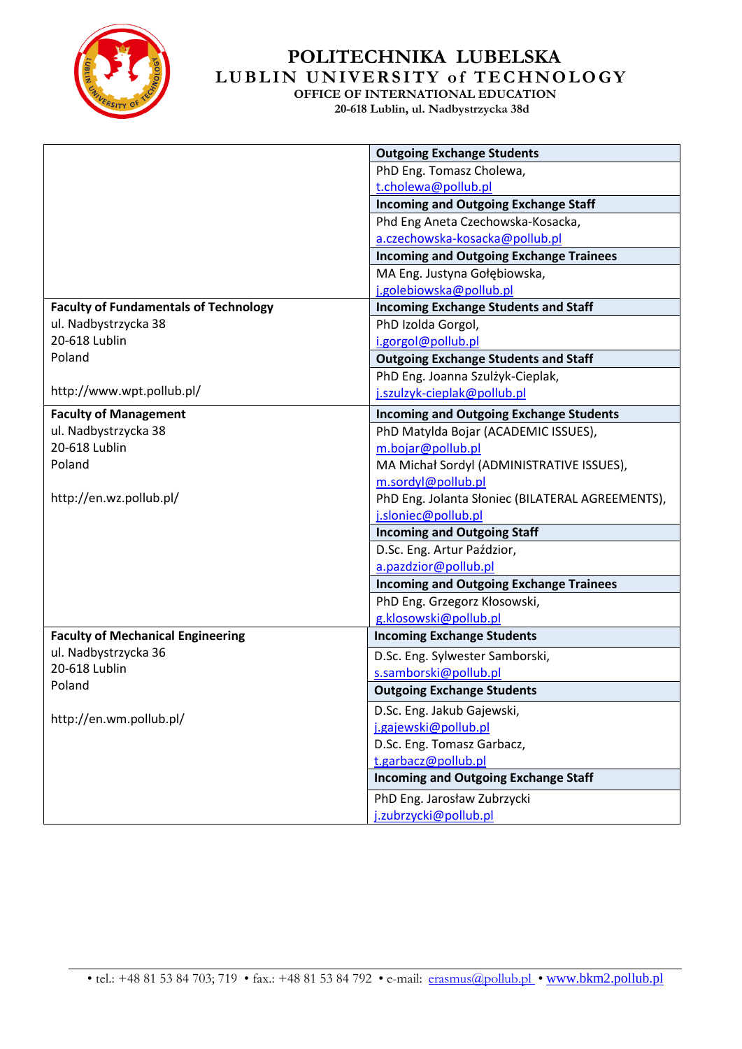# POLITECHNIKA LUBELSKA
## LUBLIN UNIVERSITY of TECHNOLOGY
**OFFICE OF INTERNATIONAL EDUCATION**
**20-618 Lublin, ul. Nadbystrzycka 38d**

| | |
|---|---|
| | **Outgoing Exchange Students** |
| | PhD Eng. Tomasz Cholewa, t.cholewa@pollub.pl |
| | **Incoming and Outgoing Exchange Staff** |
| | Phd Eng Aneta Czechowska-Kosacka, a.czechowska-kosacka@pollub.pl |
| | **Incoming and Outgoing Exchange Trainees** |
| | MA Eng. Justyna Gołębiowska, j.golebiowska@pollub.pl |
| **Faculty of Fundamentals of Technology**<br>ul. Nadbystrzycka 38<br>20-618 Lublin<br>Poland<br><br>http://www.wpt.pollub.pl/ | **Incoming Exchange Students and Staff**<br>PhD Izolda Gorgol, i.gorgol@pollub.pl<br>**Outgoing Exchange Students and Staff**<br>PhD Eng. Joanna Szulżyk-Cieplak, j.szulzyk-cieplak@pollub.pl |
| **Faculty of Management**<br>ul. Nadbystrzycka 38<br>20-618 Lublin<br>Poland<br><br>http://en.wz.pollub.pl/ | **Incoming and Outgoing Exchange Students**<br>PhD Matylda Bojar (ACADEMIC ISSUES), m.bojar@pollub.pl<br>MA Michał Sordyl (ADMINISTRATIVE ISSUES), m.sordyl@pollub.pl<br>PhD Eng. Jolanta Słoniec (BILATERAL AGREEMENTS), j.sloniec@pollub.pl<br>**Incoming and Outgoing Staff**<br>D.Sc. Eng. Artur Paździor, a.pazdzior@pollub.pl<br>**Incoming and Outgoing Exchange Trainees**<br>PhD Eng. Grzegorz Kłosowski, g.klosowski@pollub.pl |
| **Faculty of Mechanical Engineering**<br>ul. Nadbystrzycka 36<br>20-618 Lublin<br>Poland<br><br>http://en.wm.pollub.pl/ | **Incoming Exchange Students**<br>D.Sc. Eng. Sylwester Samborski, s.samborski@pollub.pl<br>**Outgoing Exchange Students**<br>D.Sc. Eng. Jakub Gajewski, j.gajewski@pollub.pl<br>D.Sc. Eng. Tomasz Garbacz, t.garbacz@pollub.pl<br>**Incoming and Outgoing Exchange Staff**<br>PhD Eng. Jarosław Zubrzycki j.zubrzycki@pollub.pl |

• tel.: +48 81 53 84 703; 719 • fax.: +48 81 53 84 792 • e-mail: erasmus@pollub.pl • www.bkm2.pollub.pl